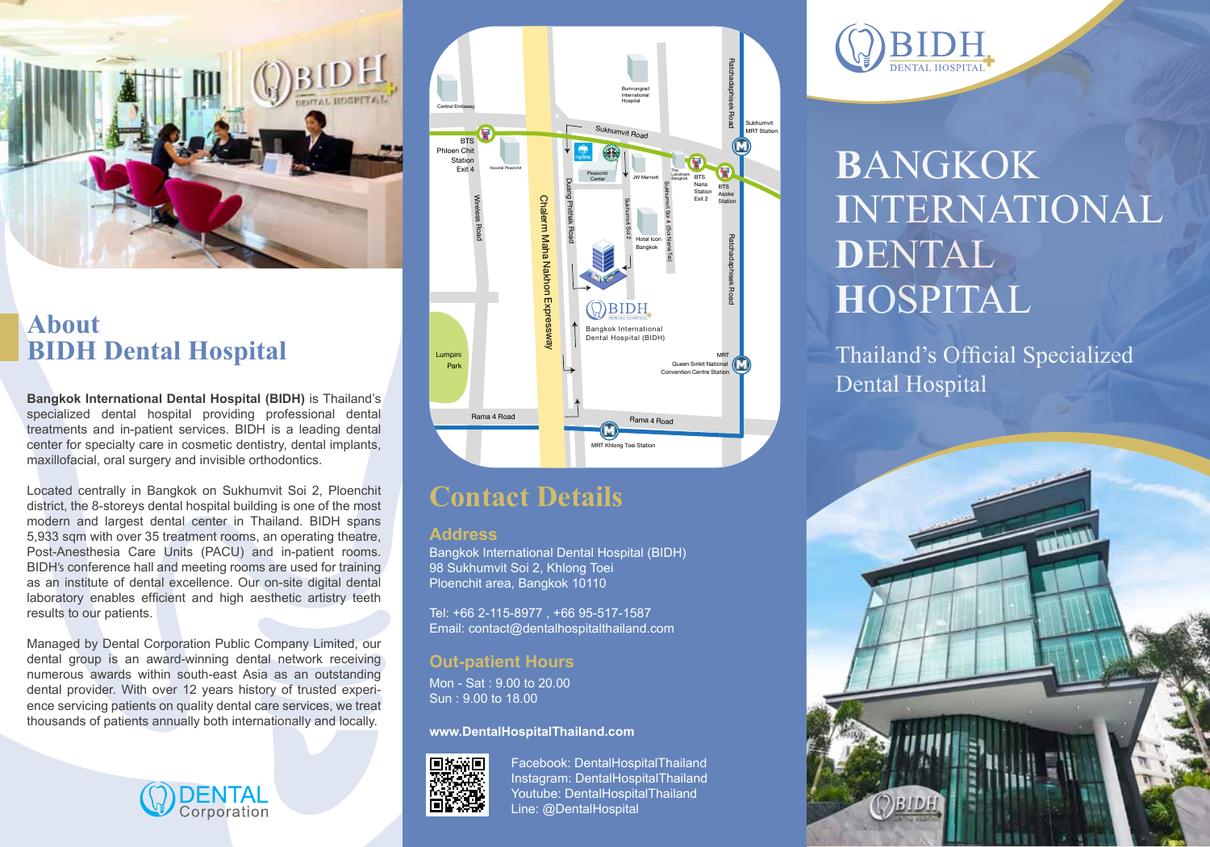## About BIDH Dental Hospital

**Bangkok International Dental Hospital (BIDH)** is Thailand's specialized dental hospital providing professional dental treatments and in-patient services. BIDH is a leading dental center for specialty care in cosmetic dentistry, dental implants, maxillofacial, oral surgery and invisible orthodontics.

Located centrally in Bangkok on Sukhumvit Soi 2, Ploenchit district, the 8-storeys dental hospital building is one of the most modern and largest dental center in Thailand. BIDH spans 5,933 sqm with over 35 treatment rooms, an operating theatre, Post-Anesthesia Care Units (PACU) and in-patient rooms. BIDH's conference hall and meeting rooms are used for training as an institute of dental excellence. Our on-site digital dental laboratory enables efficient and high aesthetic artistry teeth results to our patients.

Managed by Dental Corporation Public Company Limited, our dental group is an award-winning dental network receiving numerous awards within south-east Asia as an outstanding dental provider. With over 12 years history of trusted experience servicing patients on quality dental care services, we treat thousands of patients annually both internationally and locally.

DENTAL Corporation

## Contact Details

### Address

Bangkok International Dental Hospital (BIDH)
98 Sukhumvit Soi 2, Khlong Toei
Ploenchit area, Bangkok 10110

Tel: +66 2-115-8977 , +66 95-517-1587
Email: contact@dentalhospitalthailand.com

### Out-patient Hours

Mon - Sat : 9.00 to 20.00
Sun : 9.00 to 18.00

**www.DentalHospitalThailand.com**

Facebook: DentalHospitalThailand
Instagram: DentalHospitalThailand
Youtube: DentalHospitalThailand
Line: @DentalHospital

# BANGKOK INTERNATIONAL DENTAL HOSPITAL

Thailand's Official Specialized Dental Hospital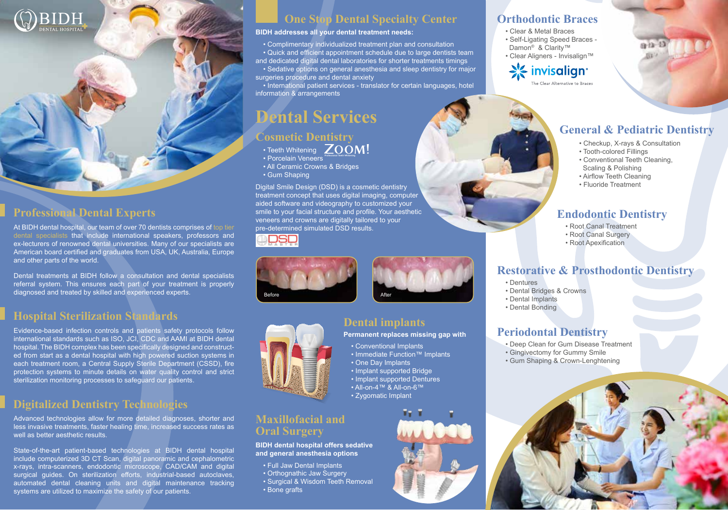# BIDH DENTAL HOSPITAL

## Professional Dental Experts

At BIDH dental hospital, our team of over 70 dentists comprises of top tier dental specialists that include international speakers, professors and ex-lecturers of renowned dental universities. Many of our specialists are American board certified and graduates from USA, UK, Australia, Europe and other parts of the world.

Dental treatments at BIDH follow a consultation and dental specialists referral system. This ensures each part of your treatment is properly diagnosed and treated by skilled and experienced experts.

## Hospital Sterilization Standards

Evidence-based infection controls and patients safety protocols follow international standards such as ISO, JCI, CDC and AAMI at BIDH dental hospital. The BIDH complex has been specifically designed and constructed from start as a dental hospital with high powered suction systems in each treatment room, a Central Supply Sterile Department (CSSD), fire protection systems to minute details on water quality control and strict sterilization monitoring processes to safeguard our patients.

## Digitalized Dentistry Technologies

Advanced technologies allow for more detailed diagnoses, shorter and less invasive treatments, faster healing time, increased success rates as well as better aesthetic results.

State-of-the-art patient-based technologies at BIDH dental hospital include computerized 3D CT Scan, digital panoramic and cephalometric x-rays, intra-scanners, endodontic microscope, CAD/CAM and digital surgical guides. On sterilization efforts, industrial-based autoclaves, automated dental cleaning units and digital maintenance tracking systems are utilized to maximize the safety of our patients.

## One Stop Dental Specialty Center

**BIDH addresses all your dental treatment needs:**

- Complimentary individualized treatment plan and consultation
- Quick and efficient appointment schedule due to large dentists team and dedicated digital dental laboratories for shorter treatments timings
- Sedative options on general anesthesia and sleep dentistry for major surgeries procedure and dental anxiety
- International patient services - translator for certain languages, hotel information & arrangements

# Dental Services

## Cosmetic Dentistry

- Teeth Whitening ZOOM! Professional Teeth Whitening
- Porcelain Veneers
- All Ceramic Crowns & Bridges
- Gum Shaping

Digital Smile Design (DSD) is a cosmetic dentistry treatment concept that uses digital imaging, computer aided software and videography to customized your smile to your facial structure and profile. Your aesthetic veneers and crowns are digitally tailored to your pre-determined simulated DSD results.

DSD MASTER

Before

After

## Dental implants

**Permanent replaces missing gap with**

- Conventional Implants
- Immediate Function™ Implants
- One Day Implants
- Implant supported Bridge
- Implant supported Dentures
- All-on-4™ & All-on-6™
- Zygomatic Implant

## Maxillofacial and Oral Surgery

**BIDH dental hospital offers sedative and general anesthesia options**

- Full Jaw Dental Implants
- Orthognathic Jaw Surgery
- Surgical & Wisdom Teeth Removal
- Bone grafts

## Orthodontic Braces

- Clear & Metal Braces
- Self-Ligating Speed Braces - Damon® & Clarity™
- Clear Aligners - Invisalign™

invisalign® The Clear Alternative to Braces

## General & Pediatric Dentistry

- Checkup, X-rays & Consultation
- Tooth-colored Fillings
- Conventional Teeth Cleaning, Scaling & Polishing
- Airflow Teeth Cleaning
- Fluoride Treatment

## Endodontic Dentistry

- Root Canal Treatment
- Root Canal Surgery
- Root Apexification

## Restorative & Prosthodontic Dentistry

- Dentures
- Dental Bridges & Crowns
- Dental Implants
- Dental Bonding

## Periodontal Dentistry

- Deep Clean for Gum Disease Treatment
- Gingivectomy for Gummy Smile
- Gum Shaping & Crown-Lenghtening